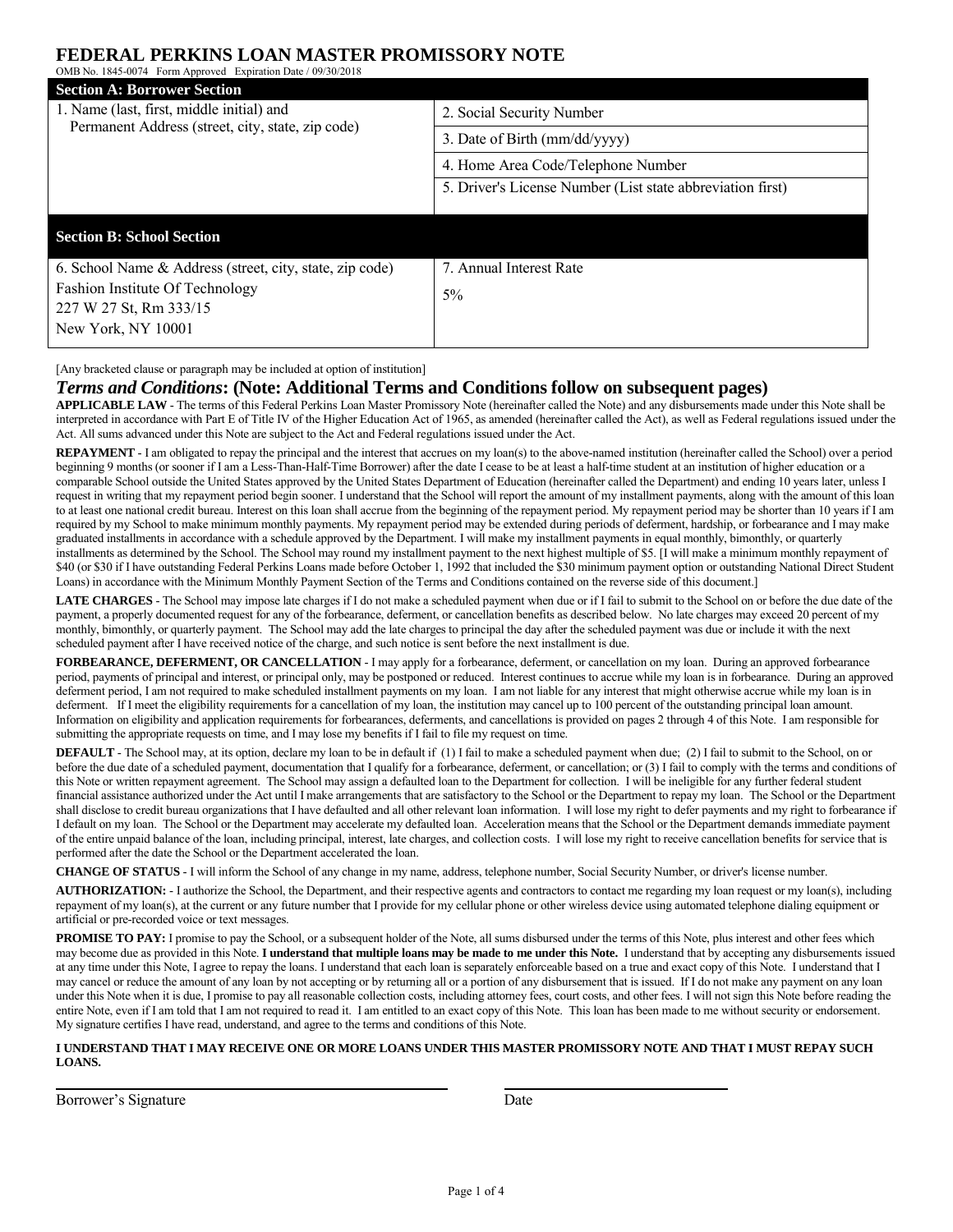# FEDERAL PERKINS LOAN MASTER PROMISSORY NOTE

OMB No. 1845-0074 Form Approved Expiration Date / 09/30/2018

| **Section A: Borrower Section** | |
|---|---|
| 1. Name (last, first, middle initial) and Permanent Address (street, city, state, zip code) | 2. Social Security Number |
| | 3. Date of Birth (mm/dd/yyyy) |
| | 4. Home Area Code/Telephone Number |
| | 5. Driver's License Number (List state abbreviation first) |
| **Section B: School Section** | |
| 6. School Name & Address (street, city, state, zip code)<br>Fashion Institute Of Technology<br>227 W 27 St, Rm 333/15<br>New York, NY 10001 | 7. Annual Interest Rate<br>5% |

[Any bracketed clause or paragraph may be included at option of institution]

## *Terms and Conditions*: (Note: Additional Terms and Conditions follow on subsequent pages)

**APPLICABLE LAW** - The terms of this Federal Perkins Loan Master Promissory Note (hereinafter called the Note) and any disbursements made under this Note shall be interpreted in accordance with Part E of Title IV of the Higher Education Act of 1965, as amended (hereinafter called the Act), as well as Federal regulations issued under the Act. All sums advanced under this Note are subject to the Act and Federal regulations issued under the Act.

**REPAYMENT** - I am obligated to repay the principal and the interest that accrues on my loan(s) to the above-named institution (hereinafter called the School) over a period beginning 9 months (or sooner if I am a Less-Than-Half-Time Borrower) after the date I cease to be at least a half-time student at an institution of higher education or a comparable School outside the United States approved by the United States Department of Education (hereinafter called the Department) and ending 10 years later, unless I request in writing that my repayment period begin sooner. I understand that the School will report the amount of my installment payments, along with the amount of this loan to at least one national credit bureau. Interest on this loan shall accrue from the beginning of the repayment period. My repayment period may be shorter than 10 years if I am required by my School to make minimum monthly payments. My repayment period may be extended during periods of deferment, hardship, or forbearance and I may make graduated installments in accordance with a schedule approved by the Department. I will make my installment payments in equal monthly, bimonthly, or quarterly installments as determined by the School. The School may round my installment payment to the next highest multiple of $5. [I will make a minimum monthly repayment of $40 (or $30 if I have outstanding Federal Perkins Loans made before October 1, 1992 that included the $30 minimum payment option or outstanding National Direct Student Loans) in accordance with the Minimum Monthly Payment Section of the Terms and Conditions contained on the reverse side of this document.]

**LATE CHARGES** - The School may impose late charges if I do not make a scheduled payment when due or if I fail to submit to the School on or before the due date of the payment, a properly documented request for any of the forbearance, deferment, or cancellation benefits as described below. No late charges may exceed 20 percent of my monthly, bimonthly, or quarterly payment. The School may add the late charges to principal the day after the scheduled payment was due or include it with the next scheduled payment after I have received notice of the charge, and such notice is sent before the next installment is due.

**FORBEARANCE, DEFERMENT, OR CANCELLATION** - I may apply for a forbearance, deferment, or cancellation on my loan. During an approved forbearance period, payments of principal and interest, or principal only, may be postponed or reduced. Interest continues to accrue while my loan is in forbearance. During an approved deferment period, I am not required to make scheduled installment payments on my loan. I am not liable for any interest that might otherwise accrue while my loan is in deferment. If I meet the eligibility requirements for a cancellation of my loan, the institution may cancel up to 100 percent of the outstanding principal loan amount. Information on eligibility and application requirements for forbearances, deferments, and cancellations is provided on pages 2 through 4 of this Note. I am responsible for submitting the appropriate requests on time, and I may lose my benefits if I fail to file my request on time.

**DEFAULT** - The School may, at its option, declare my loan to be in default if (1) I fail to make a scheduled payment when due; (2) I fail to submit to the School, on or before the due date of a scheduled payment, documentation that I qualify for a forbearance, deferment, or cancellation; or (3) I fail to comply with the terms and conditions of this Note or written repayment agreement. The School may assign a defaulted loan to the Department for collection. I will be ineligible for any further federal student financial assistance authorized under the Act until I make arrangements that are satisfactory to the School or the Department to repay my loan. The School or the Department shall disclose to credit bureau organizations that I have defaulted and all other relevant loan information. I will lose my right to defer payments and my right to forbearance if I default on my loan. The School or the Department may accelerate my defaulted loan. Acceleration means that the School or the Department demands immediate payment of the entire unpaid balance of the loan, including principal, interest, late charges, and collection costs. I will lose my right to receive cancellation benefits for service that is performed after the date the School or the Department accelerated the loan.

**CHANGE OF STATUS** - I will inform the School of any change in my name, address, telephone number, Social Security Number, or driver's license number.

**AUTHORIZATION:** - I authorize the School, the Department, and their respective agents and contractors to contact me regarding my loan request or my loan(s), including repayment of my loan(s), at the current or any future number that I provide for my cellular phone or other wireless device using automated telephone dialing equipment or artificial or pre-recorded voice or text messages.

**PROMISE TO PAY:** I promise to pay the School, or a subsequent holder of the Note, all sums disbursed under the terms of this Note, plus interest and other fees which may become due as provided in this Note. **I understand that multiple loans may be made to me under this Note.** I understand that by accepting any disbursements issued at any time under this Note, I agree to repay the loans. I understand that each loan is separately enforceable based on a true and exact copy of this Note. I understand that I may cancel or reduce the amount of any loan by not accepting or by returning all or a portion of any disbursement that is issued. If I do not make any payment on any loan under this Note when it is due, I promise to pay all reasonable collection costs, including attorney fees, court costs, and other fees. I will not sign this Note before reading the entire Note, even if I am told that I am not required to read it. I am entitled to an exact copy of this Note. This loan has been made to me without security or endorsement. My signature certifies I have read, understand, and agree to the terms and conditions of this Note.

**I UNDERSTAND THAT I MAY RECEIVE ONE OR MORE LOANS UNDER THIS MASTER PROMISSORY NOTE AND THAT I MUST REPAY SUCH LOANS.**

Borrower's Signature ______________________ Date ______________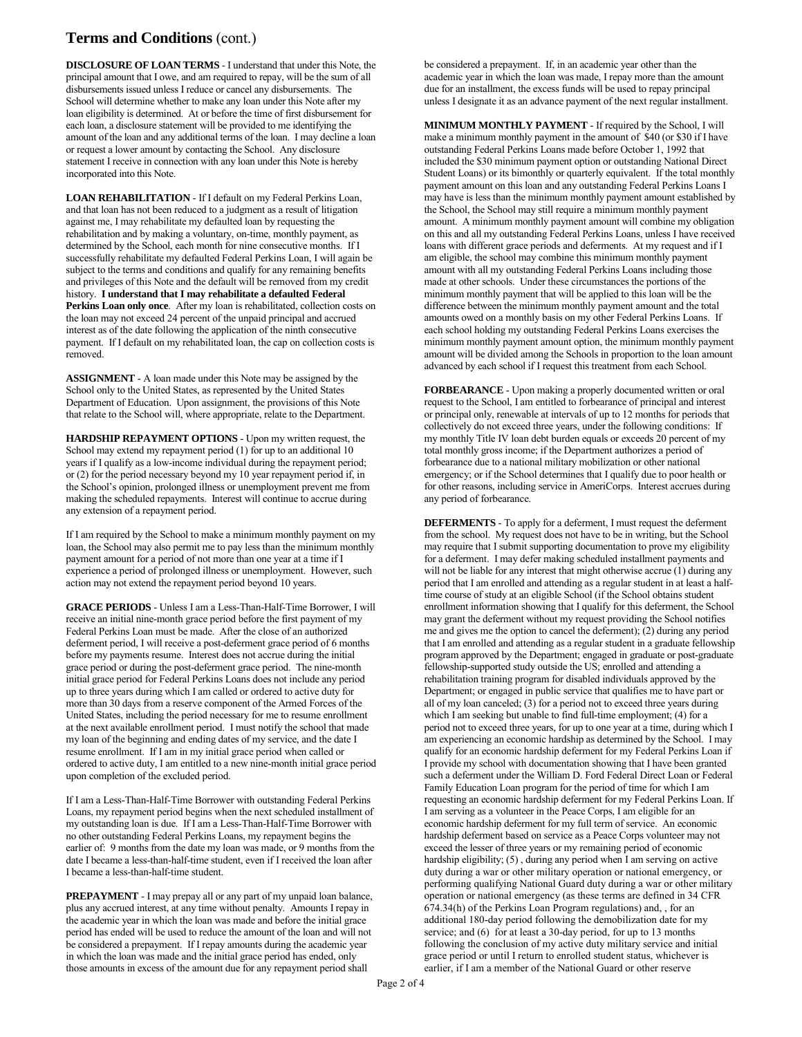# Terms and Conditions (cont.)

**DISCLOSURE OF LOAN TERMS** - I understand that under this Note, the principal amount that I owe, and am required to repay, will be the sum of all disbursements issued unless I reduce or cancel any disbursements. The School will determine whether to make any loan under this Note after my loan eligibility is determined. At or before the time of first disbursement for each loan, a disclosure statement will be provided to me identifying the amount of the loan and any additional terms of the loan. I may decline a loan or request a lower amount by contacting the School. Any disclosure statement I receive in connection with any loan under this Note is hereby incorporated into this Note.

**LOAN REHABILITATION** - If I default on my Federal Perkins Loan, and that loan has not been reduced to a judgment as a result of litigation against me, I may rehabilitate my defaulted loan by requesting the rehabilitation and by making a voluntary, on-time, monthly payment, as determined by the School, each month for nine consecutive months. If I successfully rehabilitate my defaulted Federal Perkins Loan, I will again be subject to the terms and conditions and qualify for any remaining benefits and privileges of this Note and the default will be removed from my credit history. **I understand that I may rehabilitate a defaulted Federal Perkins Loan only once**. After my loan is rehabilitated, collection costs on the loan may not exceed 24 percent of the unpaid principal and accrued interest as of the date following the application of the ninth consecutive payment. If I default on my rehabilitated loan, the cap on collection costs is removed.

**ASSIGNMENT** - A loan made under this Note may be assigned by the School only to the United States, as represented by the United States Department of Education. Upon assignment, the provisions of this Note that relate to the School will, where appropriate, relate to the Department.

**HARDSHIP REPAYMENT OPTIONS** - Upon my written request, the School may extend my repayment period (1) for up to an additional 10 years if I qualify as a low-income individual during the repayment period; or (2) for the period necessary beyond my 10 year repayment period if, in the School's opinion, prolonged illness or unemployment prevent me from making the scheduled repayments. Interest will continue to accrue during any extension of a repayment period.

If I am required by the School to make a minimum monthly payment on my loan, the School may also permit me to pay less than the minimum monthly payment amount for a period of not more than one year at a time if I experience a period of prolonged illness or unemployment. However, such action may not extend the repayment period beyond 10 years.

**GRACE PERIODS** - Unless I am a Less-Than-Half-Time Borrower, I will receive an initial nine-month grace period before the first payment of my Federal Perkins Loan must be made. After the close of an authorized deferment period, I will receive a post-deferment grace period of 6 months before my payments resume. Interest does not accrue during the initial grace period or during the post-deferment grace period. The nine-month initial grace period for Federal Perkins Loans does not include any period up to three years during which I am called or ordered to active duty for more than 30 days from a reserve component of the Armed Forces of the United States, including the period necessary for me to resume enrollment at the next available enrollment period. I must notify the school that made my loan of the beginning and ending dates of my service, and the date I resume enrollment. If I am in my initial grace period when called or ordered to active duty, I am entitled to a new nine-month initial grace period upon completion of the excluded period.

If I am a Less-Than-Half-Time Borrower with outstanding Federal Perkins Loans, my repayment period begins when the next scheduled installment of my outstanding loan is due. If I am a Less-Than-Half-Time Borrower with no other outstanding Federal Perkins Loans, my repayment begins the earlier of: 9 months from the date my loan was made, or 9 months from the date I became a less-than-half-time student, even if I received the loan after I became a less-than-half-time student.

**PREPAYMENT** - I may prepay all or any part of my unpaid loan balance, plus any accrued interest, at any time without penalty. Amounts I repay in the academic year in which the loan was made and before the initial grace period has ended will be used to reduce the amount of the loan and will not be considered a prepayment. If I repay amounts during the academic year in which the loan was made and the initial grace period has ended, only those amounts in excess of the amount due for any repayment period shall be considered a prepayment. If, in an academic year other than the academic year in which the loan was made, I repay more than the amount due for an installment, the excess funds will be used to repay principal unless I designate it as an advance payment of the next regular installment.

**MINIMUM MONTHLY PAYMENT** - If required by the School, I will make a minimum monthly payment in the amount of $40 (or $30 if I have outstanding Federal Perkins Loans made before October 1, 1992 that included the $30 minimum payment option or outstanding National Direct Student Loans) or its bimonthly or quarterly equivalent. If the total monthly payment amount on this loan and any outstanding Federal Perkins Loans I may have is less than the minimum monthly payment amount established by the School, the School may still require a minimum monthly payment amount. A minimum monthly payment amount will combine my obligation on this and all my outstanding Federal Perkins Loans, unless I have received loans with different grace periods and deferments. At my request and if I am eligible, the school may combine this minimum monthly payment amount with all my outstanding Federal Perkins Loans including those made at other schools. Under these circumstances the portions of the minimum monthly payment that will be applied to this loan will be the difference between the minimum monthly payment amount and the total amounts owed on a monthly basis on my other Federal Perkins Loans. If each school holding my outstanding Federal Perkins Loans exercises the minimum monthly payment amount option, the minimum monthly payment amount will be divided among the Schools in proportion to the loan amount advanced by each school if I request this treatment from each School.

**FORBEARANCE** - Upon making a properly documented written or oral request to the School, I am entitled to forbearance of principal and interest or principal only, renewable at intervals of up to 12 months for periods that collectively do not exceed three years, under the following conditions: If my monthly Title IV loan debt burden equals or exceeds 20 percent of my total monthly gross income; if the Department authorizes a period of forbearance due to a national military mobilization or other national emergency; or if the School determines that I qualify due to poor health or for other reasons, including service in AmeriCorps. Interest accrues during any period of forbearance.

**DEFERMENTS** - To apply for a deferment, I must request the deferment from the school. My request does not have to be in writing, but the School may require that I submit supporting documentation to prove my eligibility for a deferment. I may defer making scheduled installment payments and will not be liable for any interest that might otherwise accrue (1) during any period that I am enrolled and attending as a regular student in at least a half-time course of study at an eligible School (if the School obtains student enrollment information showing that I qualify for this deferment, the School may grant the deferment without my request providing the School notifies me and gives me the option to cancel the deferment); (2) during any period that I am enrolled and attending as a regular student in a graduate fellowship program approved by the Department; engaged in graduate or post-graduate fellowship-supported study outside the US; enrolled and attending a rehabilitation training program for disabled individuals approved by the Department; or engaged in public service that qualifies me to have part or all of my loan canceled; (3) for a period not to exceed three years during which I am seeking but unable to find full-time employment; (4) for a period not to exceed three years, for up to one year at a time, during which I am experiencing an economic hardship as determined by the School. I may qualify for an economic hardship deferment for my Federal Perkins Loan if I provide my school with documentation showing that I have been granted such a deferment under the William D. Ford Federal Direct Loan or Federal Family Education Loan program for the period of time for which I am requesting an economic hardship deferment for my Federal Perkins Loan. If I am serving as a volunteer in the Peace Corps, I am eligible for an economic hardship deferment for my full term of service. An economic hardship deferment based on service as a Peace Corps volunteer may not exceed the lesser of three years or my remaining period of economic hardship eligibility; (5) , during any period when I am serving on active duty during a war or other military operation or national emergency, or performing qualifying National Guard duty during a war or other military operation or national emergency (as these terms are defined in 34 CFR 674.34(h) of the Perkins Loan Program regulations) and, , for an additional 180-day period following the demobilization date for my service; and (6) for at least a 30-day period, for up to 13 months following the conclusion of my active duty military service and initial grace period or until I return to enrolled student status, whichever is earlier, if I am a member of the National Guard or other reserve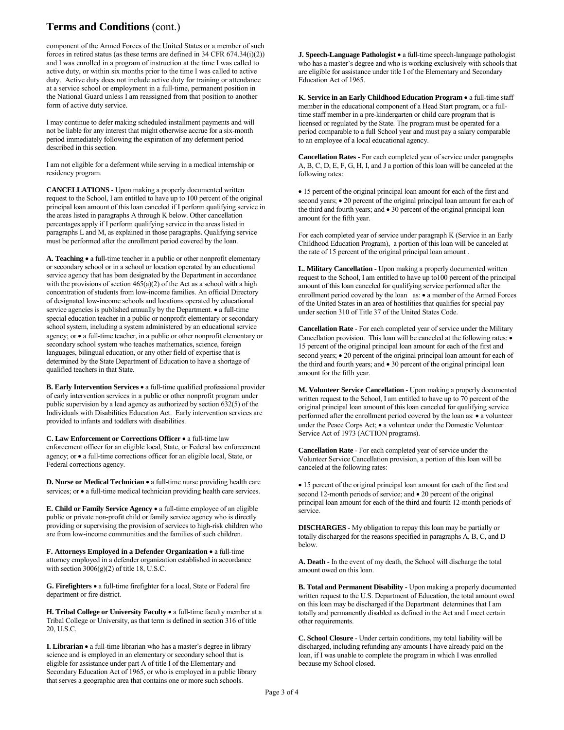# Terms and Conditions (cont.)

component of the Armed Forces of the United States or a member of such forces in retired status (as these terms are defined in 34 CFR 674.34(i)(2)) and I was enrolled in a program of instruction at the time I was called to active duty, or within six months prior to the time I was called to active duty. Active duty does not include active duty for training or attendance at a service school or employment in a full-time, permanent position in the National Guard unless I am reassigned from that position to another form of active duty service.

I may continue to defer making scheduled installment payments and will not be liable for any interest that might otherwise accrue for a six-month period immediately following the expiration of any deferment period described in this section.

I am not eligible for a deferment while serving in a medical internship or residency program.

**CANCELLATIONS** - Upon making a properly documented written request to the School, I am entitled to have up to 100 percent of the original principal loan amount of this loan canceled if I perform qualifying service in the areas listed in paragraphs A through K below. Other cancellation percentages apply if I perform qualifying service in the areas listed in paragraphs L and M, as explained in those paragraphs. Qualifying service must be performed after the enrollment period covered by the loan.

**A. Teaching** • a full-time teacher in a public or other nonprofit elementary or secondary school or in a school or location operated by an educational service agency that has been designated by the Department in accordance with the provisions of section 465(a)(2) of the Act as a school with a high concentration of students from low-income families. An official Directory of designated low-income schools and locations operated by educational service agencies is published annually by the Department. • a full-time special education teacher in a public or nonprofit elementary or secondary school system, including a system administered by an educational service agency; or • a full-time teacher, in a public or other nonprofit elementary or secondary school system who teaches mathematics, science, foreign languages, bilingual education, or any other field of expertise that is determined by the State Department of Education to have a shortage of qualified teachers in that State.

**B. Early Intervention Services** • a full-time qualified professional provider of early intervention services in a public or other nonprofit program under public supervision by a lead agency as authorized by section 632(5) of the Individuals with Disabilities Education Act. Early intervention services are provided to infants and toddlers with disabilities.

**C. Law Enforcement or Corrections Officer** • a full-time law enforcement officer for an eligible local, State, or Federal law enforcement agency; or • a full-time corrections officer for an eligible local, State, or Federal corrections agency.

**D. Nurse or Medical Technician** • a full-time nurse providing health care services; or • a full-time medical technician providing health care services.

**E. Child or Family Service Agency** • a full-time employee of an eligible public or private non-profit child or family service agency who is directly providing or supervising the provision of services to high-risk children who are from low-income communities and the families of such children.

**F. Attorneys Employed in a Defender Organization** • a full-time attorney employed in a defender organization established in accordance with section 3006(g)(2) of title 18, U.S.C.

**G. Firefighters** • a full-time firefighter for a local, State or Federal fire department or fire district.

**H. Tribal College or University Faculty** • a full-time faculty member at a Tribal College or University, as that term is defined in section 316 of title 20, U.S.C.

**I. Librarian** • a full-time librarian who has a master's degree in library science and is employed in an elementary or secondary school that is eligible for assistance under part A of title I of the Elementary and Secondary Education Act of 1965, or who is employed in a public library that serves a geographic area that contains one or more such schools.

**J. Speech-Language Pathologist** • a full-time speech-language pathologist who has a master's degree and who is working exclusively with schools that are eligible for assistance under title I of the Elementary and Secondary Education Act of 1965.

**K. Service in an Early Childhood Education Program** • a full-time staff member in the educational component of a Head Start program, or a full-time staff member in a pre-kindergarten or child care program that is licensed or regulated by the State. The program must be operated for a period comparable to a full School year and must pay a salary comparable to an employee of a local educational agency.

**Cancellation Rates** - For each completed year of service under paragraphs A, B, C, D, E, F, G, H, I, and J a portion of this loan will be canceled at the following rates:

• 15 percent of the original principal loan amount for each of the first and second years; • 20 percent of the original principal loan amount for each of the third and fourth years; and • 30 percent of the original principal loan amount for the fifth year.

For each completed year of service under paragraph K (Service in an Early Childhood Education Program), a portion of this loan will be canceled at the rate of 15 percent of the original principal loan amount .

**L. Military Cancellation** - Upon making a properly documented written request to the School, I am entitled to have up to100 percent of the principal amount of this loan canceled for qualifying service performed after the enrollment period covered by the loan as: • a member of the Armed Forces of the United States in an area of hostilities that qualifies for special pay under section 310 of Title 37 of the United States Code.

**Cancellation Rate** - For each completed year of service under the Military Cancellation provision. This loan will be canceled at the following rates: • 15 percent of the original principal loan amount for each of the first and second years; • 20 percent of the original principal loan amount for each of the third and fourth years; and • 30 percent of the original principal loan amount for the fifth year.

**M. Volunteer Service Cancellation** - Upon making a properly documented written request to the School, I am entitled to have up to 70 percent of the original principal loan amount of this loan canceled for qualifying service performed after the enrollment period covered by the loan as: • a volunteer under the Peace Corps Act; • a volunteer under the Domestic Volunteer Service Act of 1973 (ACTION programs).

**Cancellation Rate** - For each completed year of service under the Volunteer Service Cancellation provision, a portion of this loan will be canceled at the following rates:

• 15 percent of the original principal loan amount for each of the first and second 12-month periods of service; and • 20 percent of the original principal loan amount for each of the third and fourth 12-month periods of service.

**DISCHARGES** - My obligation to repay this loan may be partially or totally discharged for the reasons specified in paragraphs A, B, C, and D below.

**A. Death** - In the event of my death, the School will discharge the total amount owed on this loan.

**B. Total and Permanent Disability** - Upon making a properly documented written request to the U.S. Department of Education, the total amount owed on this loan may be discharged if the Department determines that I am totally and permanently disabled as defined in the Act and I meet certain other requirements.

**C. School Closure** - Under certain conditions, my total liability will be discharged, including refunding any amounts I have already paid on the loan, if I was unable to complete the program in which I was enrolled because my School closed.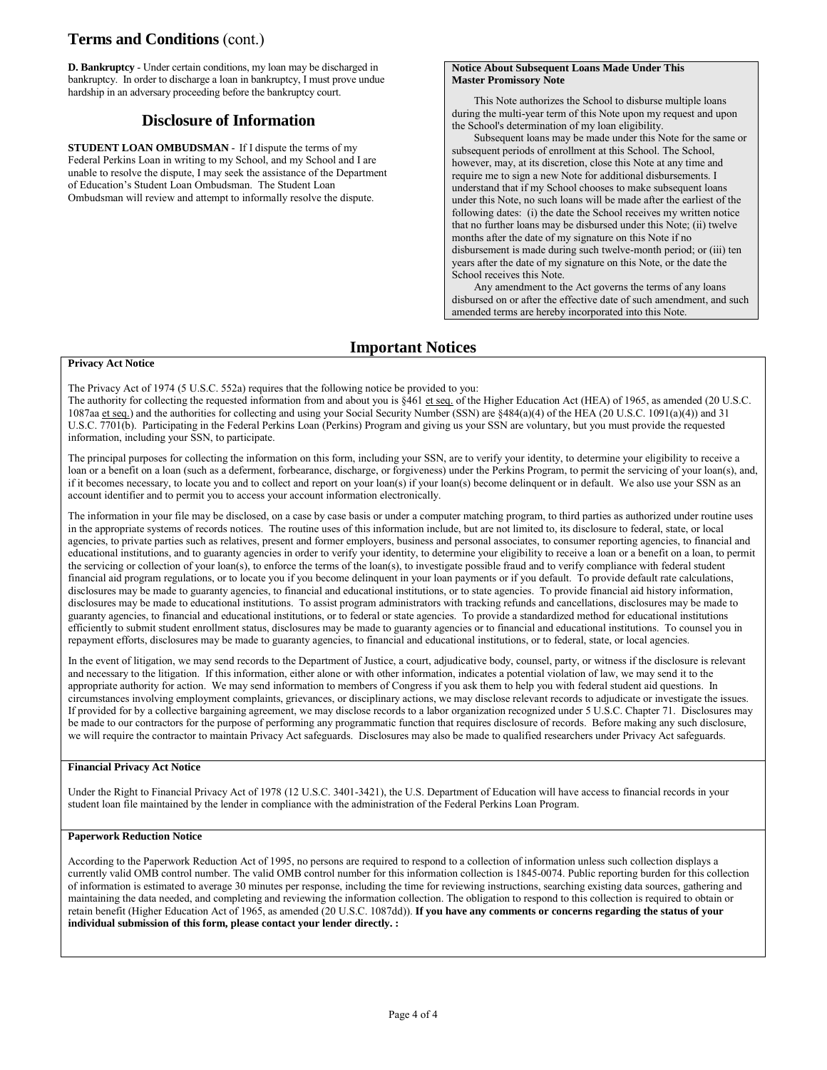## Terms and Conditions (cont.)

**D. Bankruptcy** - Under certain conditions, my loan may be discharged in bankruptcy. In order to discharge a loan in bankruptcy, I must prove undue hardship in an adversary proceeding before the bankruptcy court.

## Disclosure of Information

**STUDENT LOAN OMBUDSMAN** - If I dispute the terms of my Federal Perkins Loan in writing to my School, and my School and I are unable to resolve the dispute, I may seek the assistance of the Department of Education's Student Loan Ombudsman. The Student Loan Ombudsman will review and attempt to informally resolve the dispute.

**Notice About Subsequent Loans Made Under This Master Promissory Note**

This Note authorizes the School to disburse multiple loans during the multi-year term of this Note upon my request and upon the School's determination of my loan eligibility.

Subsequent loans may be made under this Note for the same or subsequent periods of enrollment at this School. The School, however, may, at its discretion, close this Note at any time and require me to sign a new Note for additional disbursements. I understand that if my School chooses to make subsequent loans under this Note, no such loans will be made after the earliest of the following dates: (i) the date the School receives my written notice that no further loans may be disbursed under this Note; (ii) twelve months after the date of my signature on this Note if no disbursement is made during such twelve-month period; or (iii) ten years after the date of my signature on this Note, or the date the School receives this Note.

Any amendment to the Act governs the terms of any loans disbursed on or after the effective date of such amendment, and such amended terms are hereby incorporated into this Note.

## Important Notices

**Privacy Act Notice**

The Privacy Act of 1974 (5 U.S.C. 552a) requires that the following notice be provided to you:
The authority for collecting the requested information from and about you is §461 et seq. of the Higher Education Act (HEA) of 1965, as amended (20 U.S.C. 1087aa et seq.) and the authorities for collecting and using your Social Security Number (SSN) are §484(a)(4) of the HEA (20 U.S.C. 1091(a)(4)) and 31 U.S.C. 7701(b). Participating in the Federal Perkins Loan (Perkins) Program and giving us your SSN are voluntary, but you must provide the requested information, including your SSN, to participate.

The principal purposes for collecting the information on this form, including your SSN, are to verify your identity, to determine your eligibility to receive a loan or a benefit on a loan (such as a deferment, forbearance, discharge, or forgiveness) under the Perkins Program, to permit the servicing of your loan(s), and, if it becomes necessary, to locate you and to collect and report on your loan(s) if your loan(s) become delinquent or in default. We also use your SSN as an account identifier and to permit you to access your account information electronically.

The information in your file may be disclosed, on a case by case basis or under a computer matching program, to third parties as authorized under routine uses in the appropriate systems of records notices. The routine uses of this information include, but are not limited to, its disclosure to federal, state, or local agencies, to private parties such as relatives, present and former employers, business and personal associates, to consumer reporting agencies, to financial and educational institutions, and to guaranty agencies in order to verify your identity, to determine your eligibility to receive a loan or a benefit on a loan, to permit the servicing or collection of your loan(s), to enforce the terms of the loan(s), to investigate possible fraud and to verify compliance with federal student financial aid program regulations, or to locate you if you become delinquent in your loan payments or if you default. To provide default rate calculations, disclosures may be made to guaranty agencies, to financial and educational institutions, or to state agencies. To provide financial aid history information, disclosures may be made to educational institutions. To assist program administrators with tracking refunds and cancellations, disclosures may be made to guaranty agencies, to financial and educational institutions, or to federal or state agencies. To provide a standardized method for educational institutions efficiently to submit student enrollment status, disclosures may be made to guaranty agencies or to financial and educational institutions. To counsel you in repayment efforts, disclosures may be made to guaranty agencies, to financial and educational institutions, or to federal, state, or local agencies.

In the event of litigation, we may send records to the Department of Justice, a court, adjudicative body, counsel, party, or witness if the disclosure is relevant and necessary to the litigation. If this information, either alone or with other information, indicates a potential violation of law, we may send it to the appropriate authority for action. We may send information to members of Congress if you ask them to help you with federal student aid questions. In circumstances involving employment complaints, grievances, or disciplinary actions, we may disclose relevant records to adjudicate or investigate the issues. If provided for by a collective bargaining agreement, we may disclose records to a labor organization recognized under 5 U.S.C. Chapter 71. Disclosures may be made to our contractors for the purpose of performing any programmatic function that requires disclosure of records. Before making any such disclosure, we will require the contractor to maintain Privacy Act safeguards. Disclosures may also be made to qualified researchers under Privacy Act safeguards.

**Financial Privacy Act Notice**

Under the Right to Financial Privacy Act of 1978 (12 U.S.C. 3401-3421), the U.S. Department of Education will have access to financial records in your student loan file maintained by the lender in compliance with the administration of the Federal Perkins Loan Program.

**Paperwork Reduction Notice**

According to the Paperwork Reduction Act of 1995, no persons are required to respond to a collection of information unless such collection displays a currently valid OMB control number. The valid OMB control number for this information collection is 1845-0074. Public reporting burden for this collection of information is estimated to average 30 minutes per response, including the time for reviewing instructions, searching existing data sources, gathering and maintaining the data needed, and completing and reviewing the information collection. The obligation to respond to this collection is required to obtain or retain benefit (Higher Education Act of 1965, as amended (20 U.S.C. 1087dd)). **If you have any comments or concerns regarding the status of your individual submission of this form, please contact your lender directly. :**